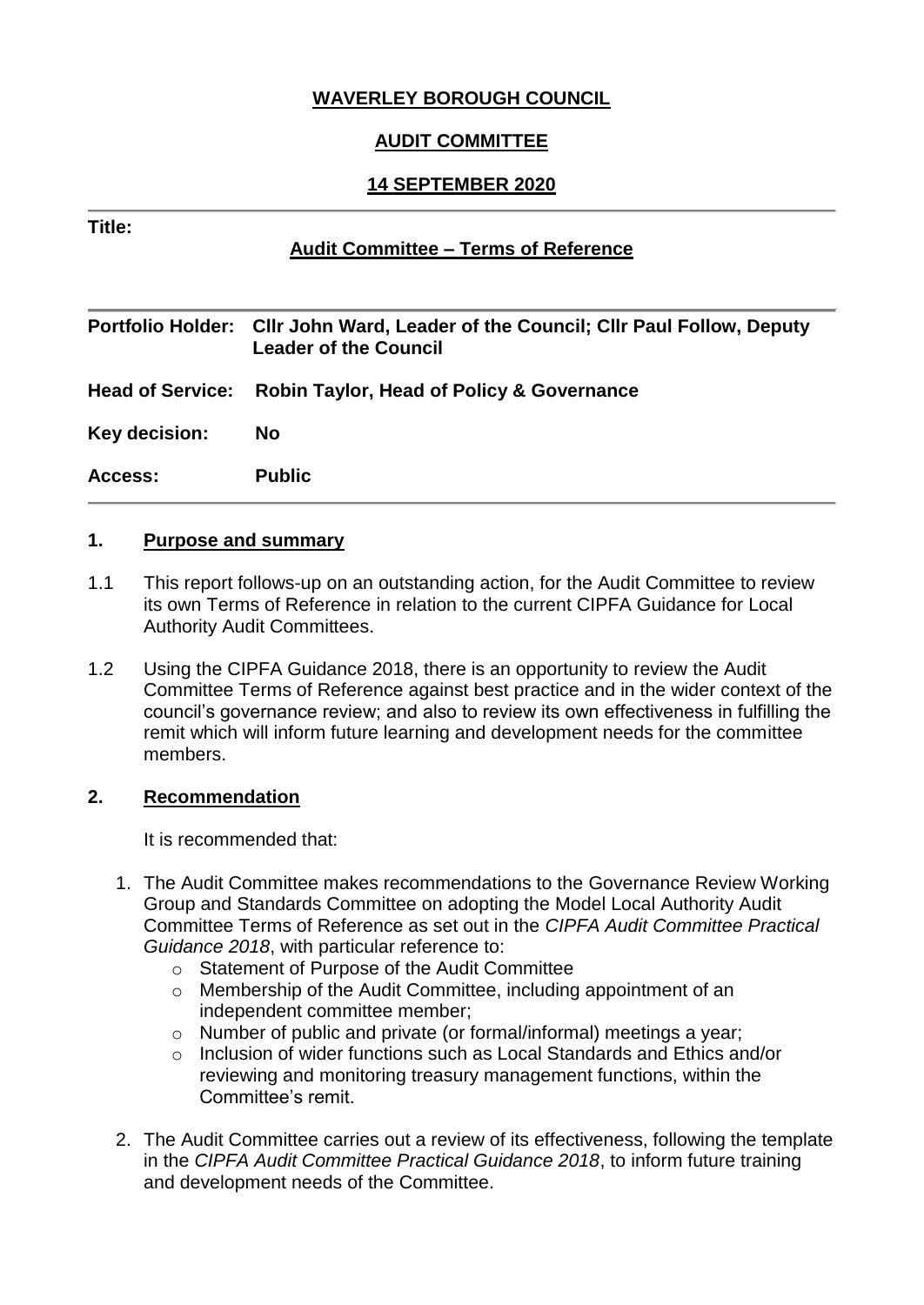**WAVERLEY BOROUGH COUNCIL**

**AUDIT COMMITTEE**

**14 SEPTEMBER 2020**

**Title:**

**Audit Committee – Terms of Reference**

| | |
|---|---|
| **Portfolio Holder:** | **Cllr John Ward, Leader of the Council; Cllr Paul Follow, Deputy Leader of the Council** |
| **Head of Service:** | **Robin Taylor, Head of Policy & Governance** |
| **Key decision:** | **No** |
| **Access:** | **Public** |

## 1. Purpose and summary

1.1 This report follows-up on an outstanding action, for the Audit Committee to review its own Terms of Reference in relation to the current CIPFA Guidance for Local Authority Audit Committees.

1.2 Using the CIPFA Guidance 2018, there is an opportunity to review the Audit Committee Terms of Reference against best practice and in the wider context of the council's governance review; and also to review its own effectiveness in fulfilling the remit which will inform future learning and development needs for the committee members.

## 2. Recommendation

It is recommended that:

1. The Audit Committee makes recommendations to the Governance Review Working Group and Standards Committee on adopting the Model Local Authority Audit Committee Terms of Reference as set out in the *CIPFA Audit Committee Practical Guidance 2018*, with particular reference to:
   - Statement of Purpose of the Audit Committee
   - Membership of the Audit Committee, including appointment of an independent committee member;
   - Number of public and private (or formal/informal) meetings a year;
   - Inclusion of wider functions such as Local Standards and Ethics and/or reviewing and monitoring treasury management functions, within the Committee's remit.
2. The Audit Committee carries out a review of its effectiveness, following the template in the *CIPFA Audit Committee Practical Guidance 2018*, to inform future training and development needs of the Committee.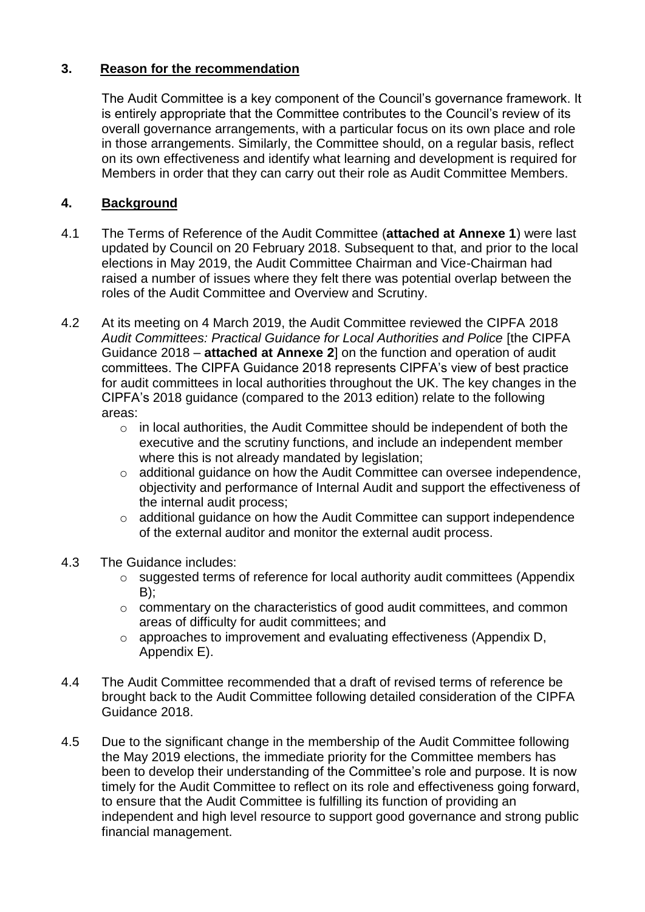## 3. Reason for the recommendation

The Audit Committee is a key component of the Council's governance framework. It is entirely appropriate that the Committee contributes to the Council's review of its overall governance arrangements, with a particular focus on its own place and role in those arrangements. Similarly, the Committee should, on a regular basis, reflect on its own effectiveness and identify what learning and development is required for Members in order that they can carry out their role as Audit Committee Members.

## 4. Background

4.1 The Terms of Reference of the Audit Committee (**attached at Annexe 1**) were last updated by Council on 20 February 2018. Subsequent to that, and prior to the local elections in May 2019, the Audit Committee Chairman and Vice-Chairman had raised a number of issues where they felt there was potential overlap between the roles of the Audit Committee and Overview and Scrutiny.

4.2 At its meeting on 4 March 2019, the Audit Committee reviewed the CIPFA 2018 *Audit Committees: Practical Guidance for Local Authorities and Police* [the CIPFA Guidance 2018 – **attached at Annexe 2**] on the function and operation of audit committees. The CIPFA Guidance 2018 represents CIPFA's view of best practice for audit committees in local authorities throughout the UK. The key changes in the CIPFA's 2018 guidance (compared to the 2013 edition) relate to the following areas:

- in local authorities, the Audit Committee should be independent of both the executive and the scrutiny functions, and include an independent member where this is not already mandated by legislation;
- additional guidance on how the Audit Committee can oversee independence, objectivity and performance of Internal Audit and support the effectiveness of the internal audit process;
- additional guidance on how the Audit Committee can support independence of the external auditor and monitor the external audit process.

4.3 The Guidance includes:

- suggested terms of reference for local authority audit committees (Appendix B);
- commentary on the characteristics of good audit committees, and common areas of difficulty for audit committees; and
- approaches to improvement and evaluating effectiveness (Appendix D, Appendix E).

4.4 The Audit Committee recommended that a draft of revised terms of reference be brought back to the Audit Committee following detailed consideration of the CIPFA Guidance 2018.

4.5 Due to the significant change in the membership of the Audit Committee following the May 2019 elections, the immediate priority for the Committee members has been to develop their understanding of the Committee's role and purpose. It is now timely for the Audit Committee to reflect on its role and effectiveness going forward, to ensure that the Audit Committee is fulfilling its function of providing an independent and high level resource to support good governance and strong public financial management.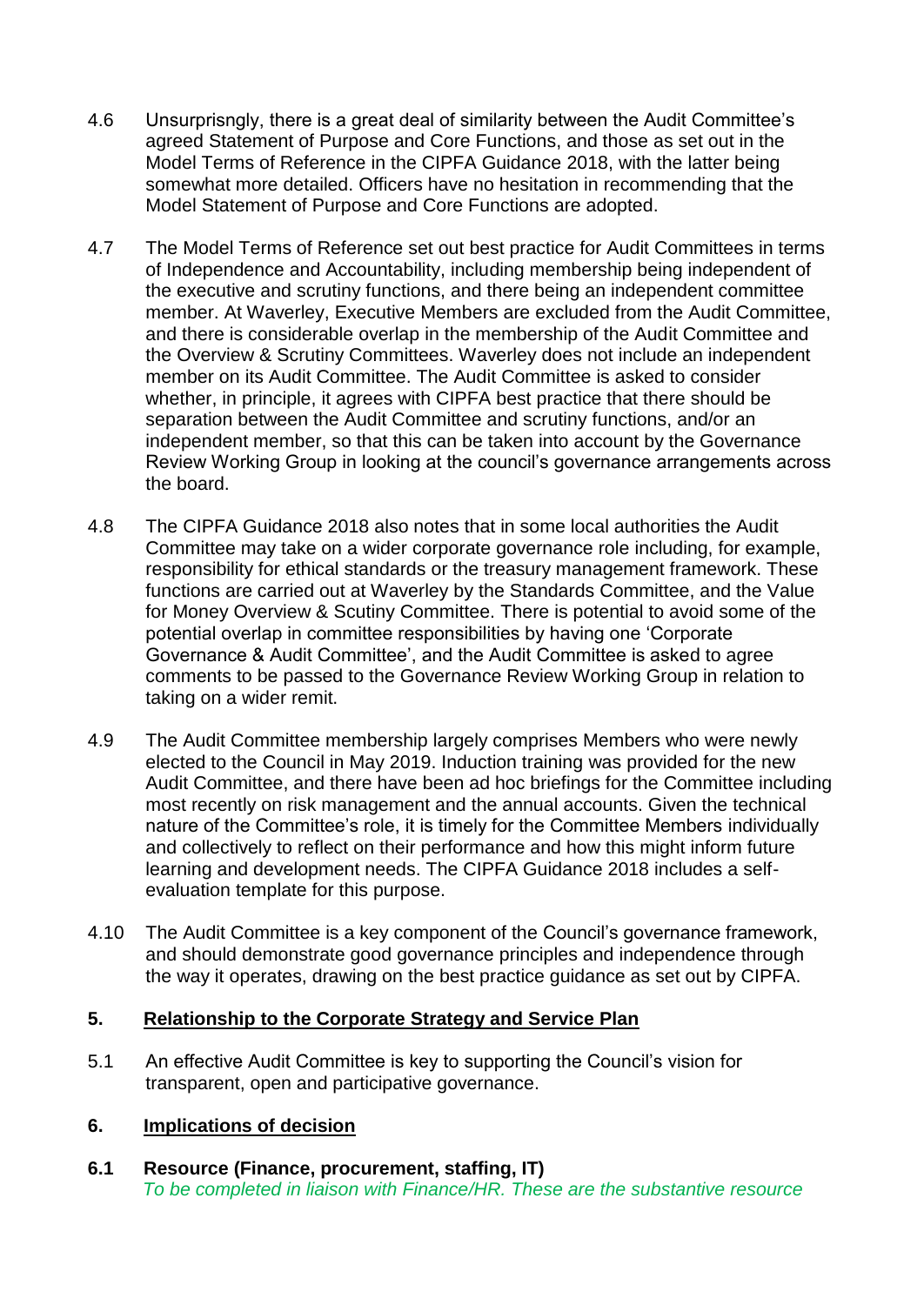4.6 Unsurprisngly, there is a great deal of similarity between the Audit Committee's agreed Statement of Purpose and Core Functions, and those as set out in the Model Terms of Reference in the CIPFA Guidance 2018, with the latter being somewhat more detailed. Officers have no hesitation in recommending that the Model Statement of Purpose and Core Functions are adopted.

4.7 The Model Terms of Reference set out best practice for Audit Committees in terms of Independence and Accountability, including membership being independent of the executive and scrutiny functions, and there being an independent committee member. At Waverley, Executive Members are excluded from the Audit Committee, and there is considerable overlap in the membership of the Audit Committee and the Overview & Scrutiny Committees. Waverley does not include an independent member on its Audit Committee. The Audit Committee is asked to consider whether, in principle, it agrees with CIPFA best practice that there should be separation between the Audit Committee and scrutiny functions, and/or an independent member, so that this can be taken into account by the Governance Review Working Group in looking at the council's governance arrangements across the board.

4.8 The CIPFA Guidance 2018 also notes that in some local authorities the Audit Committee may take on a wider corporate governance role including, for example, responsibility for ethical standards or the treasury management framework. These functions are carried out at Waverley by the Standards Committee, and the Value for Money Overview & Scutiny Committee. There is potential to avoid some of the potential overlap in committee responsibilities by having one 'Corporate Governance & Audit Committee', and the Audit Committee is asked to agree comments to be passed to the Governance Review Working Group in relation to taking on a wider remit.

4.9 The Audit Committee membership largely comprises Members who were newly elected to the Council in May 2019. Induction training was provided for the new Audit Committee, and there have been ad hoc briefings for the Committee including most recently on risk management and the annual accounts. Given the technical nature of the Committee's role, it is timely for the Committee Members individually and collectively to reflect on their performance and how this might inform future learning and development needs. The CIPFA Guidance 2018 includes a self-evaluation template for this purpose.

4.10 The Audit Committee is a key component of the Council's governance framework, and should demonstrate good governance principles and independence through the way it operates, drawing on the best practice guidance as set out by CIPFA.

## 5. Relationship to the Corporate Strategy and Service Plan

5.1 An effective Audit Committee is key to supporting the Council's vision for transparent, open and participative governance.

## 6. Implications of decision

**6.1 Resource (Finance, procurement, staffing, IT)**

*To be completed in liaison with Finance/HR. These are the substantive resource*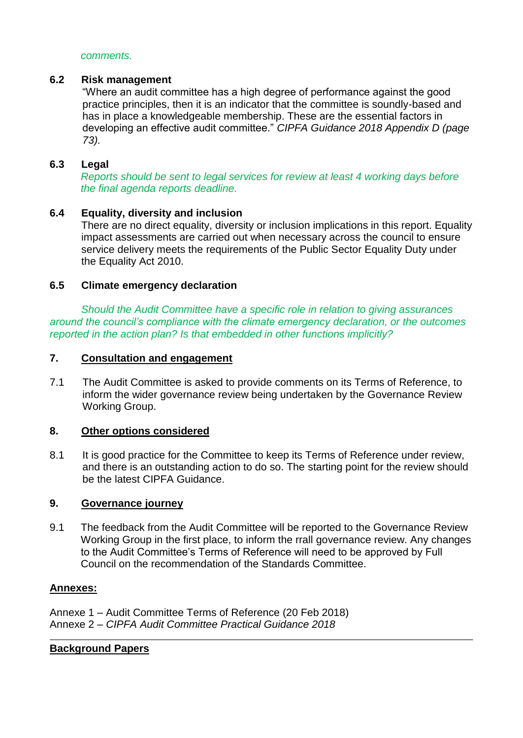*comments.*

### 6.2 Risk management

"Where an audit committee has a high degree of performance against the good practice principles, then it is an indicator that the committee is soundly-based and has in place a knowledgeable membership. These are the essential factors in developing an effective audit committee." *CIPFA Guidance 2018 Appendix D (page 73).*

### 6.3 Legal

*Reports should be sent to legal services for review at least 4 working days before the final agenda reports deadline.*

### 6.4 Equality, diversity and inclusion

There are no direct equality, diversity or inclusion implications in this report. Equality impact assessments are carried out when necessary across the council to ensure service delivery meets the requirements of the Public Sector Equality Duty under the Equality Act 2010.

### 6.5 Climate emergency declaration

*Should the Audit Committee have a specific role in relation to giving assurances around the council's compliance with the climate emergency declaration, or the outcomes reported in the action plan? Is that embedded in other functions implicitly?*

## 7. Consultation and engagement

7.1 The Audit Committee is asked to provide comments on its Terms of Reference, to inform the wider governance review being undertaken by the Governance Review Working Group.

## 8. Other options considered

8.1 It is good practice for the Committee to keep its Terms of Reference under review, and there is an outstanding action to do so. The starting point for the review should be the latest CIPFA Guidance.

## 9. Governance journey

9.1 The feedback from the Audit Committee will be reported to the Governance Review Working Group in the first place, to inform the rrall governance review. Any changes to the Audit Committee's Terms of Reference will need to be approved by Full Council on the recommendation of the Standards Committee.

## Annexes:

Annexe 1 – Audit Committee Terms of Reference (20 Feb 2018)
Annexe 2 – *CIPFA Audit Committee Practical Guidance 2018*

## Background Papers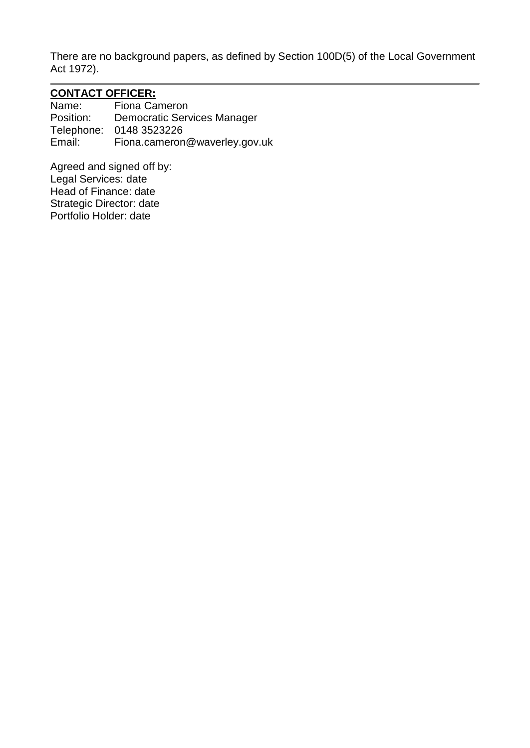There are no background papers, as defined by Section 100D(5) of the Local Government Act 1972).

---

**CONTACT OFFICER:**

Name: Fiona Cameron
Position: Democratic Services Manager
Telephone: 0148 3523226
Email: Fiona.cameron@waverley.gov.uk

Agreed and signed off by:
Legal Services: date
Head of Finance: date
Strategic Director: date
Portfolio Holder: date